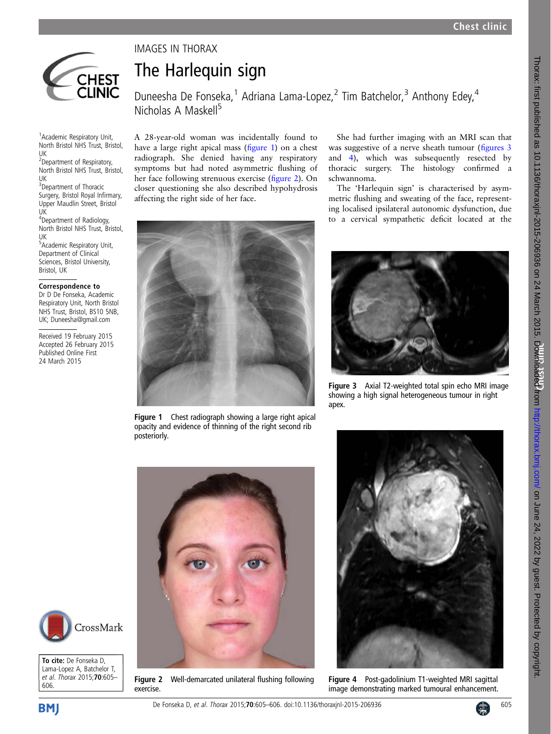IMAGES IN THORAX

# The Harlequin sign

Duneesha De Fonseka,[1] Adriana Lama-Lopez,[2] Tim Batchelor,[3] Anthony Edey,[4] Nicholas A Maskell[5]

[1]Academic Respiratory Unit, North Bristol NHS Trust, Bristol, UK
[2]Department of Respiratory, North Bristol NHS Trust, Bristol, UK
[3]Department of Thoracic Surgery, Bristol Royal Infirmary, Upper Maudlin Street, Bristol UK
[4]Department of Radiology, North Bristol NHS Trust, Bristol, UK
[5]Academic Respiratory Unit, Department of Clinical Sciences, Bristol University, Bristol, UK

**Correspondence to**
Dr D De Fonseka, Academic Respiratory Unit, North Bristol NHS Trust, Bristol, BS10 5NB, UK; Duneesha@gmail.com

Received 19 February 2015
Accepted 26 February 2015
Published Online First 24 March 2015

**To cite:** De Fonseka D, Lama-Lopez A, Batchelor T, *et al. Thorax* 2015;**70**:605–606.

A 28-year-old woman was incidentally found to have a large right apical mass (figure 1) on a chest radiograph. She denied having any respiratory symptoms but had noted asymmetric flushing of her face following strenuous exercise (figure 2). On closer questioning she also described hypohydrosis affecting the right side of her face.

Figure 1 Chest radiograph showing a large right apical opacity and evidence of thinning of the right second rib posteriorly.

Figure 2 Well-demarcated unilateral flushing following exercise.

She had further imaging with an MRI scan that was suggestive of a nerve sheath tumour (figures 3 and 4), which was subsequently resected by thoracic surgery. The histology confirmed a schwannoma.

The 'Harlequin sign' is characterised by asymmetric flushing and sweating of the face, representing localised ipsilateral autonomic dysfunction, due to a cervical sympathetic deficit located at the

Figure 3 Axial T2-weighted total spin echo MRI image showing a high signal heterogeneous tumour in right apex.

Figure 4 Post-gadolinium T1-weighted MRI sagittal image demonstrating marked tumoural enhancement.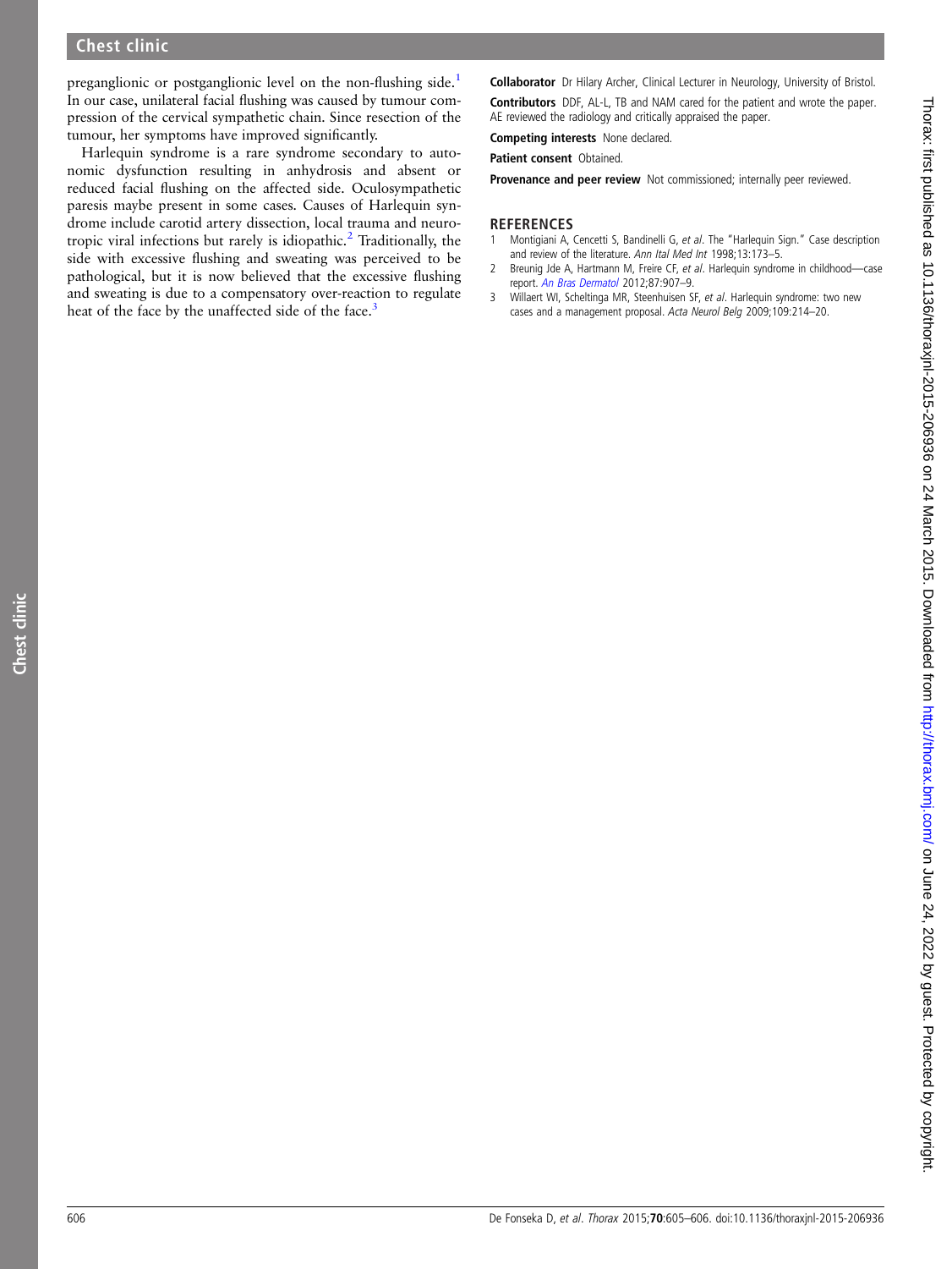preganglionic or postganglionic level on the non-flushing side.[1] In our case, unilateral facial flushing was caused by tumour compression of the cervical sympathetic chain. Since resection of the tumour, her symptoms have improved significantly.

Harlequin syndrome is a rare syndrome secondary to autonomic dysfunction resulting in anhydrosis and absent or reduced facial flushing on the affected side. Oculosympathetic paresis maybe present in some cases. Causes of Harlequin syndrome include carotid artery dissection, local trauma and neurotropic viral infections but rarely is idiopathic.[2] Traditionally, the side with excessive flushing and sweating was perceived to be pathological, but it is now believed that the excessive flushing and sweating is due to a compensatory over-reaction to regulate heat of the face by the unaffected side of the face.[3]

**Collaborator** Dr Hilary Archer, Clinical Lecturer in Neurology, University of Bristol.

**Contributors** DDF, AL-L, TB and NAM cared for the patient and wrote the paper. AE reviewed the radiology and critically appraised the paper.

**Competing interests** None declared.

**Patient consent** Obtained.

**Provenance and peer review** Not commissioned; internally peer reviewed.

## REFERENCES

1. Montigiani A, Cencetti S, Bandinelli G, *et al*. The "Harlequin Sign." Case description and review of the literature. *Ann Ital Med Int* 1998;13:173–5.
2. Breunig Jde A, Hartmann M, Freire CF, *et al*. Harlequin syndrome in childhood—case report. *An Bras Dermatol* 2012;87:907–9.
3. Willaert WI, Scheltinga MR, Steenhuisen SF, *et al*. Harlequin syndrome: two new cases and a management proposal. *Acta Neurol Belg* 2009;109:214–20.